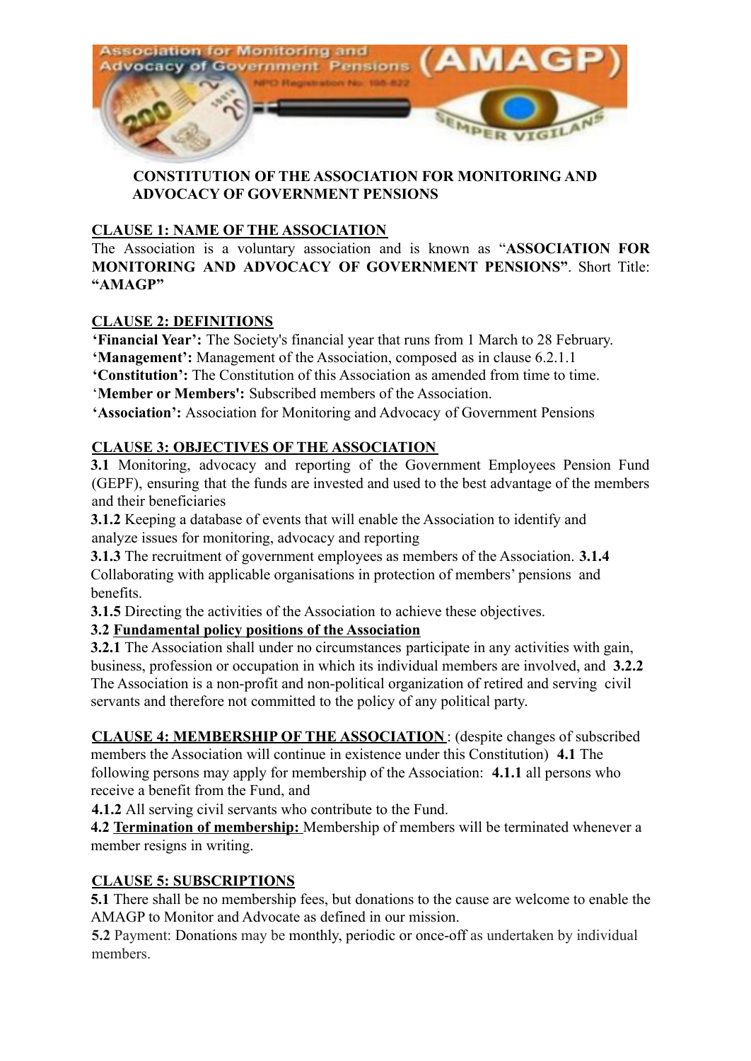# CONSTITUTION OF THE ASSOCIATION FOR MONITORING AND ADVOCACY OF GOVERNMENT PENSIONS

## CLAUSE 1: NAME OF THE ASSOCIATION

The Association is a voluntary association and is known as "**ASSOCIATION FOR MONITORING AND ADVOCACY OF GOVERNMENT PENSIONS**". Short Title: **"AMAGP"**

## CLAUSE 2: DEFINITIONS

**'Financial Year':** The Society's financial year that runs from 1 March to 28 February.
**'Management':** Management of the Association, composed as in clause 6.2.1.1
**'Constitution':** The Constitution of this Association as amended from time to time.
'**Member or Members':** Subscribed members of the Association.
**'Association':** Association for Monitoring and Advocacy of Government Pensions

## CLAUSE 3: OBJECTIVES OF THE ASSOCIATION

**3.1** Monitoring, advocacy and reporting of the Government Employees Pension Fund (GEPF), ensuring that the funds are invested and used to the best advantage of the members and their beneficiaries

**3.1.2** Keeping a database of events that will enable the Association to identify and analyze issues for monitoring, advocacy and reporting

**3.1.3** The recruitment of government employees as members of the Association. **3.1.4** Collaborating with applicable organisations in protection of members' pensions and benefits.

**3.1.5** Directing the activities of the Association to achieve these objectives.

**3.2 Fundamental policy positions of the Association**

**3.2.1** The Association shall under no circumstances participate in any activities with gain, business, profession or occupation in which its individual members are involved, and **3.2.2** The Association is a non-profit and non-political organization of retired and serving civil servants and therefore not committed to the policy of any political party.

## CLAUSE 4: MEMBERSHIP OF THE ASSOCIATION

: (despite changes of subscribed members the Association will continue in existence under this Constitution) **4.1** The following persons may apply for membership of the Association: **4.1.1** all persons who receive a benefit from the Fund, and

**4.1.2** All serving civil servants who contribute to the Fund.

**4.2 Termination of membership:** Membership of members will be terminated whenever a member resigns in writing.

## CLAUSE 5: SUBSCRIPTIONS

**5.1** There shall be no membership fees, but donations to the cause are welcome to enable the AMAGP to Monitor and Advocate as defined in our mission.

**5.2** Payment: Donations may be monthly, periodic or once-off as undertaken by individual members.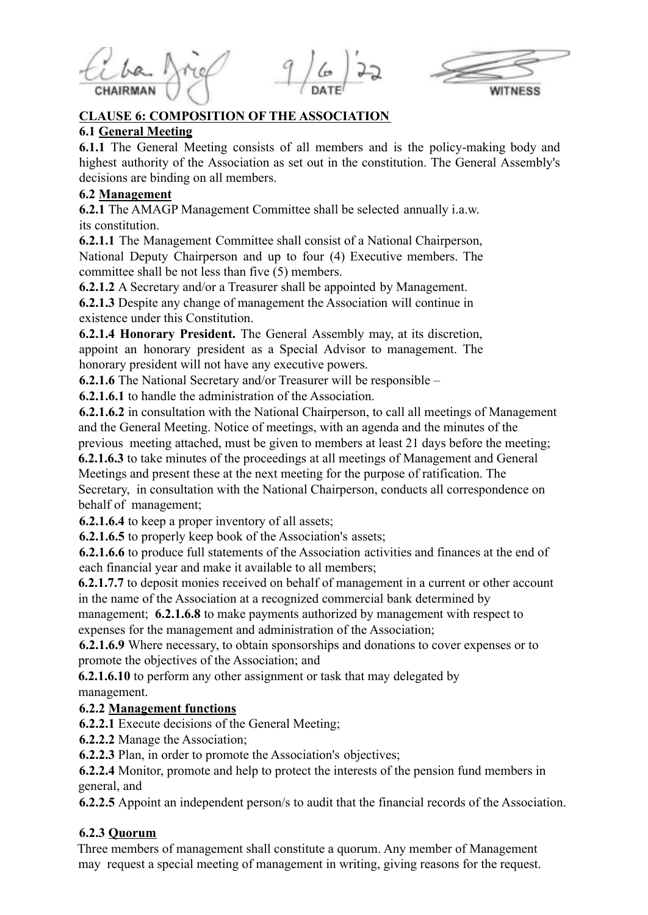CHAIRMAN    DATE 9/6/22    WITNESS

**CLAUSE 6: COMPOSITION OF THE ASSOCIATION**

**6.1** **General Meeting**

**6.1.1** The General Meeting consists of all members and is the policy-making body and highest authority of the Association as set out in the constitution. The General Assembly's decisions are binding on all members.

**6.2** **Management**

**6.2.1** The AMAGP Management Committee shall be selected annually i.a.w. its constitution.

**6.2.1.1** The Management Committee shall consist of a National Chairperson, National Deputy Chairperson and up to four (4) Executive members. The committee shall be not less than five (5) members.

**6.2.1.2** A Secretary and/or a Treasurer shall be appointed by Management.

**6.2.1.3** Despite any change of management the Association will continue in existence under this Constitution.

**6.2.1.4 Honorary President.** The General Assembly may, at its discretion, appoint an honorary president as a Special Advisor to management. The honorary president will not have any executive powers.

**6.2.1.6** The National Secretary and/or Treasurer will be responsible –

**6.2.1.6.1** to handle the administration of the Association.

**6.2.1.6.2** in consultation with the National Chairperson, to call all meetings of Management and the General Meeting. Notice of meetings, with an agenda and the minutes of the previous meeting attached, must be given to members at least 21 days before the meeting;

**6.2.1.6.3** to take minutes of the proceedings at all meetings of Management and General Meetings and present these at the next meeting for the purpose of ratification. The Secretary, in consultation with the National Chairperson, conducts all correspondence on behalf of management;

**6.2.1.6.4** to keep a proper inventory of all assets;

**6.2.1.6.5** to properly keep book of the Association's assets;

**6.2.1.6.6** to produce full statements of the Association activities and finances at the end of each financial year and make it available to all members;

**6.2.1.7.7** to deposit monies received on behalf of management in a current or other account in the name of the Association at a recognized commercial bank determined by management; **6.2.1.6.8** to make payments authorized by management with respect to expenses for the management and administration of the Association;

**6.2.1.6.9** Where necessary, to obtain sponsorships and donations to cover expenses or to promote the objectives of the Association; and

**6.2.1.6.10** to perform any other assignment or task that may delegated by management.

**6.2.2** **Management functions**

**6.2.2.1** Execute decisions of the General Meeting;

**6.2.2.2** Manage the Association;

**6.2.2.3** Plan, in order to promote the Association's objectives;

**6.2.2.4** Monitor, promote and help to protect the interests of the pension fund members in general, and

**6.2.2.5** Appoint an independent person/s to audit that the financial records of the Association.

**6.2.3** **Quorum**

Three members of management shall constitute a quorum. Any member of Management may request a special meeting of management in writing, giving reasons for the request.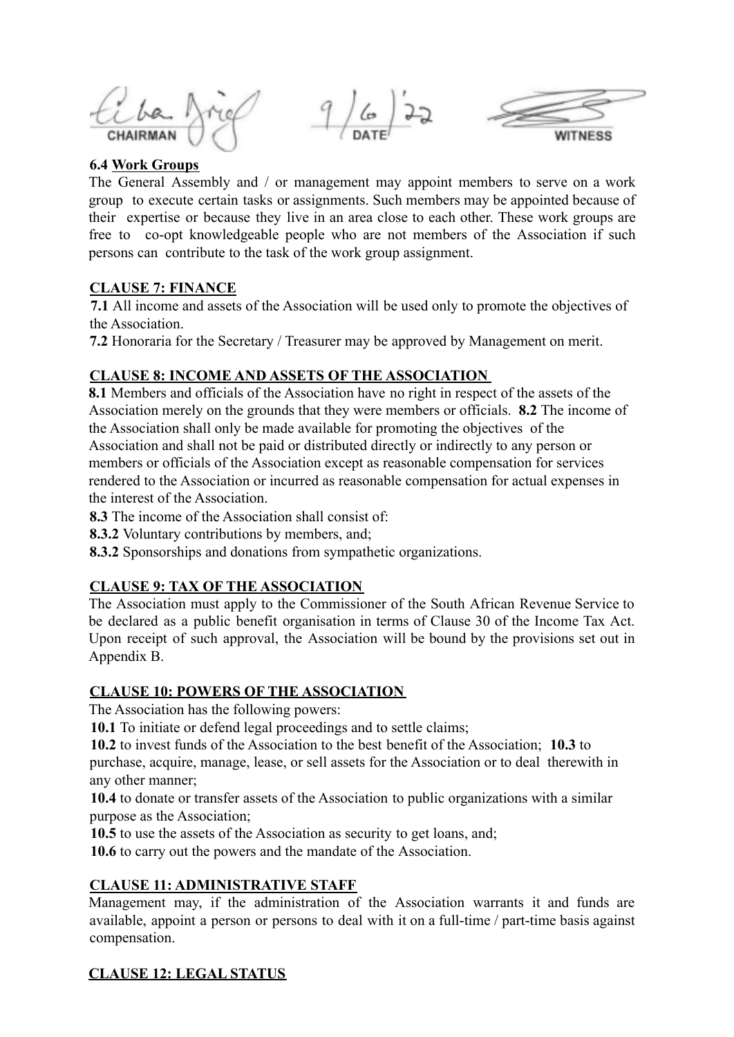CHAIRMAN 9/6/'22 DATE WITNESS

**6.4 Work Groups**

The General Assembly and / or management may appoint members to serve on a work group to execute certain tasks or assignments. Such members may be appointed because of their expertise or because they live in an area close to each other. These work groups are free to co-opt knowledgeable people who are not members of the Association if such persons can contribute to the task of the work group assignment.

## CLAUSE 7: FINANCE

**7.1** All income and assets of the Association will be used only to promote the objectives of the Association.

**7.2** Honoraria for the Secretary / Treasurer may be approved by Management on merit.

## CLAUSE 8: INCOME AND ASSETS OF THE ASSOCIATION

**8.1** Members and officials of the Association have no right in respect of the assets of the Association merely on the grounds that they were members or officials. **8.2** The income of the Association shall only be made available for promoting the objectives of the Association and shall not be paid or distributed directly or indirectly to any person or members or officials of the Association except as reasonable compensation for services rendered to the Association or incurred as reasonable compensation for actual expenses in the interest of the Association.

**8.3** The income of the Association shall consist of:

**8.3.2** Voluntary contributions by members, and;

**8.3.2** Sponsorships and donations from sympathetic organizations.

## CLAUSE 9: TAX OF THE ASSOCIATION

The Association must apply to the Commissioner of the South African Revenue Service to be declared as a public benefit organisation in terms of Clause 30 of the Income Tax Act. Upon receipt of such approval, the Association will be bound by the provisions set out in Appendix B.

## CLAUSE 10: POWERS OF THE ASSOCIATION

The Association has the following powers:

**10.1** To initiate or defend legal proceedings and to settle claims;

**10.2** to invest funds of the Association to the best benefit of the Association; **10.3** to purchase, acquire, manage, lease, or sell assets for the Association or to deal therewith in any other manner;

**10.4** to donate or transfer assets of the Association to public organizations with a similar purpose as the Association;

**10.5** to use the assets of the Association as security to get loans, and;

**10.6** to carry out the powers and the mandate of the Association.

## CLAUSE 11: ADMINISTRATIVE STAFF

Management may, if the administration of the Association warrants it and funds are available, appoint a person or persons to deal with it on a full-time / part-time basis against compensation.

## CLAUSE 12: LEGAL STATUS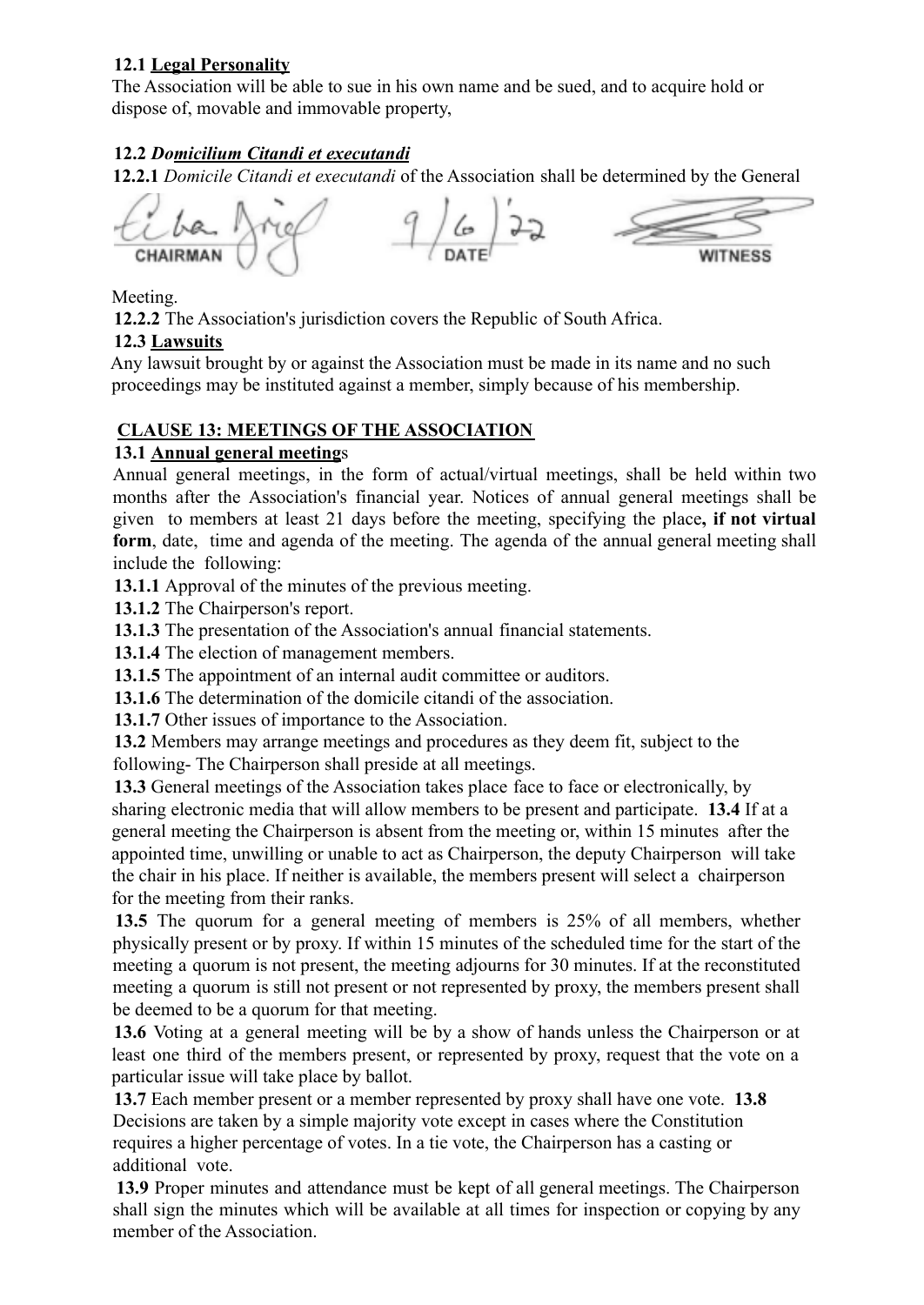**12.1 Legal Personality**

The Association will be able to sue in his own name and be sued, and to acquire hold or dispose of, movable and immovable property,

**12.2 *Domicilium Citandi et executandi***

**12.2.1** *Domicile Citandi et executandi* of the Association shall be determined by the General

CHAIRMAN 9/6/22 DATE WITNESS

Meeting.

**12.2.2** The Association's jurisdiction covers the Republic of South Africa.

**12.3 Lawsuits**

Any lawsuit brought by or against the Association must be made in its name and no such proceedings may be instituted against a member, simply because of his membership.

## CLAUSE 13: MEETINGS OF THE ASSOCIATION

**13.1 Annual general meetings**

Annual general meetings, in the form of actual/virtual meetings, shall be held within two months after the Association's financial year. Notices of annual general meetings shall be given to members at least 21 days before the meeting, specifying the place**, if not virtual form**, date, time and agenda of the meeting. The agenda of the annual general meeting shall include the following:

**13.1.1** Approval of the minutes of the previous meeting.

**13.1.2** The Chairperson's report.

**13.1.3** The presentation of the Association's annual financial statements.

**13.1.4** The election of management members.

**13.1.5** The appointment of an internal audit committee or auditors.

**13.1.6** The determination of the domicile citandi of the association.

**13.1.7** Other issues of importance to the Association.

**13.2** Members may arrange meetings and procedures as they deem fit, subject to the following- The Chairperson shall preside at all meetings.

**13.3** General meetings of the Association takes place face to face or electronically, by sharing electronic media that will allow members to be present and participate. **13.4** If at a general meeting the Chairperson is absent from the meeting or, within 15 minutes after the appointed time, unwilling or unable to act as Chairperson, the deputy Chairperson will take the chair in his place. If neither is available, the members present will select a chairperson for the meeting from their ranks.

**13.5** The quorum for a general meeting of members is 25% of all members, whether physically present or by proxy. If within 15 minutes of the scheduled time for the start of the meeting a quorum is not present, the meeting adjourns for 30 minutes. If at the reconstituted meeting a quorum is still not present or not represented by proxy, the members present shall be deemed to be a quorum for that meeting.

**13.6** Voting at a general meeting will be by a show of hands unless the Chairperson or at least one third of the members present, or represented by proxy, request that the vote on a particular issue will take place by ballot.

**13.7** Each member present or a member represented by proxy shall have one vote. **13.8** Decisions are taken by a simple majority vote except in cases where the Constitution requires a higher percentage of votes. In a tie vote, the Chairperson has a casting or additional vote.

**13.9** Proper minutes and attendance must be kept of all general meetings. The Chairperson shall sign the minutes which will be available at all times for inspection or copying by any member of the Association.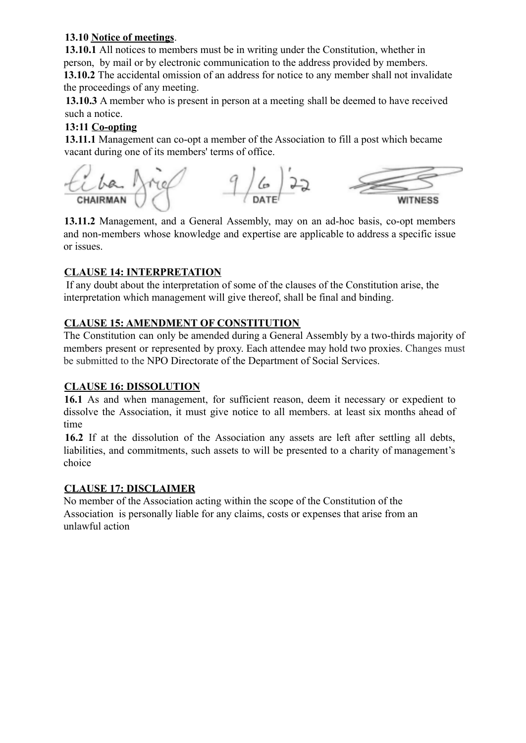**13.10 Notice of meetings**.

**13.10.1** All notices to members must be in writing under the Constitution, whether in person, by mail or by electronic communication to the address provided by members.

**13.10.2** The accidental omission of an address for notice to any member shall not invalidate the proceedings of any meeting.

**13.10.3** A member who is present in person at a meeting shall be deemed to have received such a notice.

**13:11 Co-opting**

**13.11.1** Management can co-opt a member of the Association to fill a post which became vacant during one of its members' terms of office.

CHAIRMAN — DATE 9/6/22 — WITNESS

**13.11.2** Management, and a General Assembly, may on an ad-hoc basis, co-opt members and non-members whose knowledge and expertise are applicable to address a specific issue or issues.

**CLAUSE 14: INTERPRETATION**

If any doubt about the interpretation of some of the clauses of the Constitution arise, the interpretation which management will give thereof, shall be final and binding.

**CLAUSE 15: AMENDMENT OF CONSTITUTION**

The Constitution can only be amended during a General Assembly by a two-thirds majority of members present or represented by proxy. Each attendee may hold two proxies. Changes must be submitted to the NPO Directorate of the Department of Social Services.

**CLAUSE 16: DISSOLUTION**

**16.1** As and when management, for sufficient reason, deem it necessary or expedient to dissolve the Association, it must give notice to all members. at least six months ahead of time

**16.2** If at the dissolution of the Association any assets are left after settling all debts, liabilities, and commitments, such assets to will be presented to a charity of management's choice

**CLAUSE 17: DISCLAIMER**

No member of the Association acting within the scope of the Constitution of the Association is personally liable for any claims, costs or expenses that arise from an unlawful action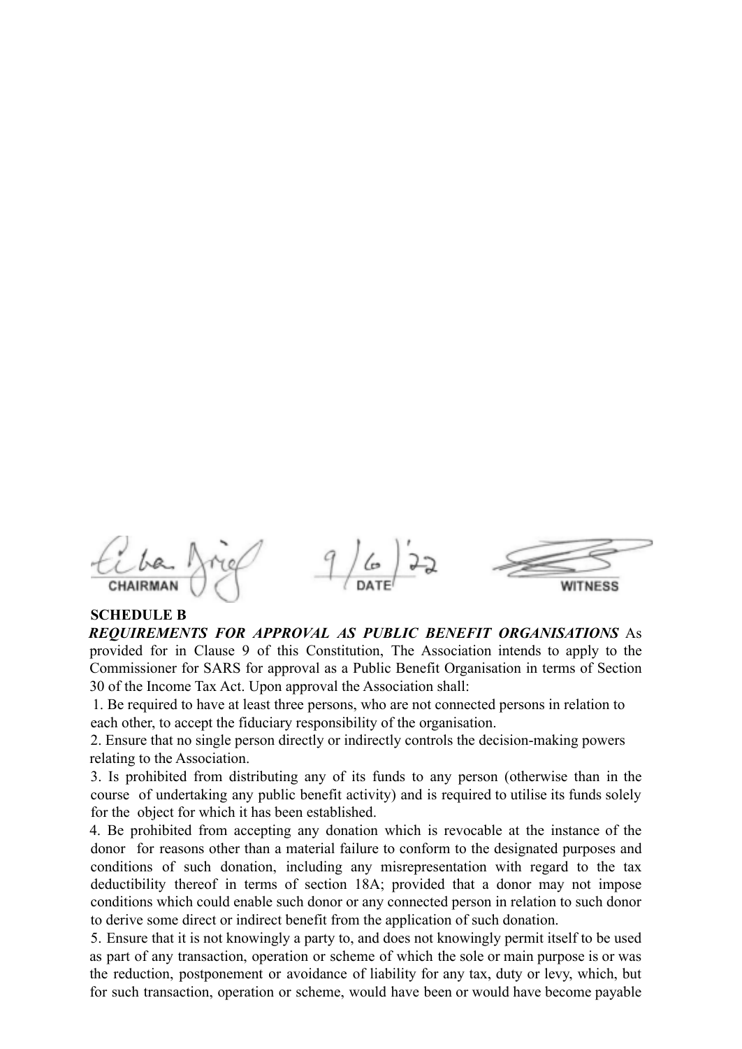CHAIRMAN　　DATE　　WITNESS

**SCHEDULE B**

***REQUIREMENTS FOR APPROVAL AS PUBLIC BENEFIT ORGANISATIONS*** As provided for in Clause 9 of this Constitution, The Association intends to apply to the Commissioner for SARS for approval as a Public Benefit Organisation in terms of Section 30 of the Income Tax Act. Upon approval the Association shall:

1. Be required to have at least three persons, who are not connected persons in relation to each other, to accept the fiduciary responsibility of the organisation.
2. Ensure that no single person directly or indirectly controls the decision-making powers relating to the Association.
3. Is prohibited from distributing any of its funds to any person (otherwise than in the course of undertaking any public benefit activity) and is required to utilise its funds solely for the object for which it has been established.
4. Be prohibited from accepting any donation which is revocable at the instance of the donor for reasons other than a material failure to conform to the designated purposes and conditions of such donation, including any misrepresentation with regard to the tax deductibility thereof in terms of section 18A; provided that a donor may not impose conditions which could enable such donor or any connected person in relation to such donor to derive some direct or indirect benefit from the application of such donation.
5. Ensure that it is not knowingly a party to, and does not knowingly permit itself to be used as part of any transaction, operation or scheme of which the sole or main purpose is or was the reduction, postponement or avoidance of liability for any tax, duty or levy, which, but for such transaction, operation or scheme, would have been or would have become payable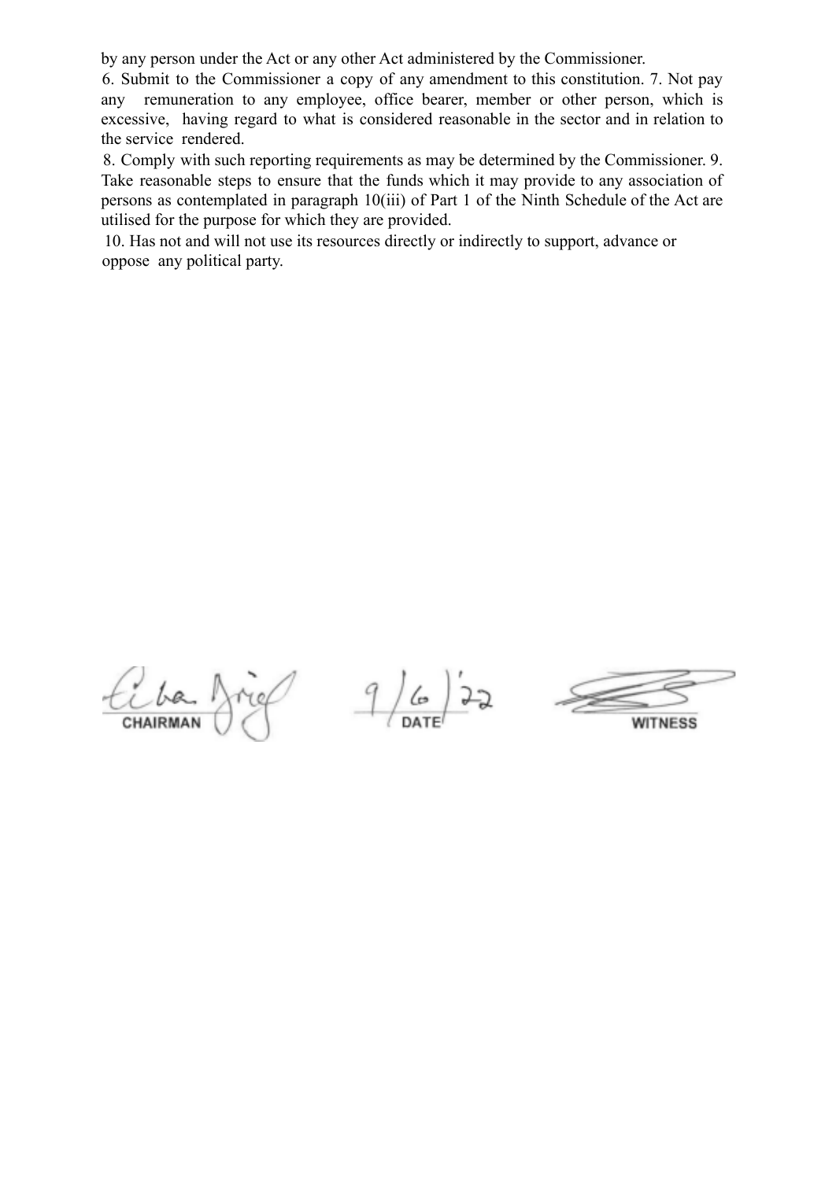by any person under the Act or any other Act administered by the Commissioner.

6. Submit to the Commissioner a copy of any amendment to this constitution. 7. Not pay any remuneration to any employee, office bearer, member or other person, which is excessive, having regard to what is considered reasonable in the sector and in relation to the service rendered.

8. Comply with such reporting requirements as may be determined by the Commissioner. 9. Take reasonable steps to ensure that the funds which it may provide to any association of persons as contemplated in paragraph 10(iii) of Part 1 of the Ninth Schedule of the Act are utilised for the purpose for which they are provided.

10. Has not and will not use its resources directly or indirectly to support, advance or oppose any political party.

CHAIRMAN 9/6/'22 DATE WITNESS